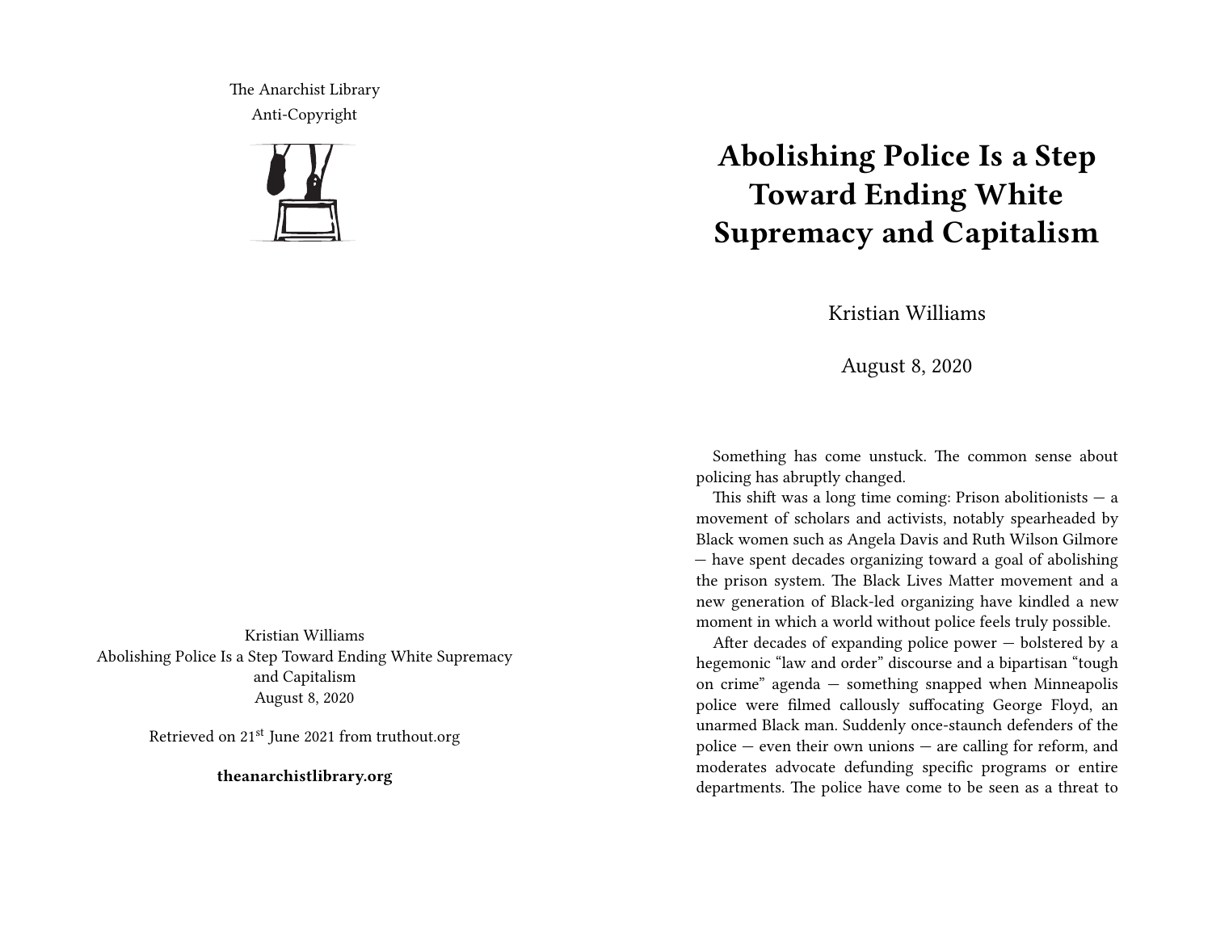The Anarchist Library
Anti-Copyright

Kristian Williams
Abolishing Police Is a Step Toward Ending White Supremacy and Capitalism
August 8, 2020

Retrieved on 21st June 2021 from truthout.org

**theanarchistlibrary.org**

# Abolishing Police Is a Step Toward Ending White Supremacy and Capitalism

Kristian Williams

August 8, 2020

Something has come unstuck. The common sense about policing has abruptly changed.

This shift was a long time coming: Prison abolitionists — a movement of scholars and activists, notably spearheaded by Black women such as Angela Davis and Ruth Wilson Gilmore — have spent decades organizing toward a goal of abolishing the prison system. The Black Lives Matter movement and a new generation of Black-led organizing have kindled a new moment in which a world without police feels truly possible.

After decades of expanding police power — bolstered by a hegemonic "law and order" discourse and a bipartisan "tough on crime" agenda — something snapped when Minneapolis police were filmed callously suffocating George Floyd, an unarmed Black man. Suddenly once-staunch defenders of the police — even their own unions — are calling for reform, and moderates advocate defunding specific programs or entire departments. The police have come to be seen as a threat to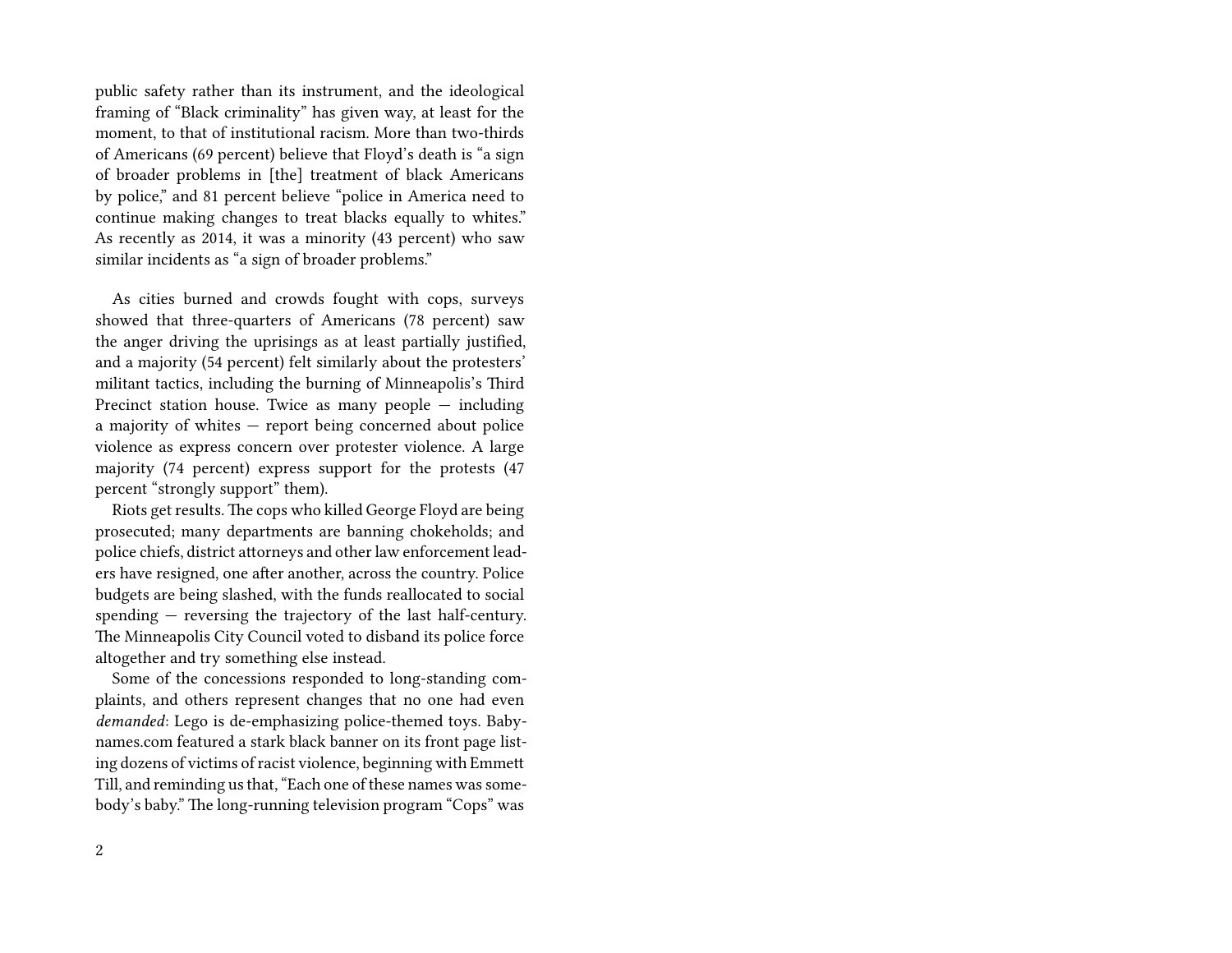public safety rather than its instrument, and the ideological framing of "Black criminality" has given way, at least for the moment, to that of institutional racism. More than two-thirds of Americans (69 percent) believe that Floyd's death is "a sign of broader problems in [the] treatment of black Americans by police," and 81 percent believe "police in America need to continue making changes to treat blacks equally to whites." As recently as 2014, it was a minority (43 percent) who saw similar incidents as "a sign of broader problems."

As cities burned and crowds fought with cops, surveys showed that three-quarters of Americans (78 percent) saw the anger driving the uprisings as at least partially justified, and a majority (54 percent) felt similarly about the protesters' militant tactics, including the burning of Minneapolis's Third Precinct station house. Twice as many people — including a majority of whites — report being concerned about police violence as express concern over protester violence. A large majority (74 percent) express support for the protests (47 percent "strongly support" them).

Riots get results. The cops who killed George Floyd are being prosecuted; many departments are banning chokeholds; and police chiefs, district attorneys and other law enforcement leaders have resigned, one after another, across the country. Police budgets are being slashed, with the funds reallocated to social spending — reversing the trajectory of the last half-century. The Minneapolis City Council voted to disband its police force altogether and try something else instead.

Some of the concessions responded to long-standing complaints, and others represent changes that no one had even *demanded*: Lego is de-emphasizing police-themed toys. Babynames.com featured a stark black banner on its front page listing dozens of victims of racist violence, beginning with Emmett Till, and reminding us that, "Each one of these names was somebody's baby." The long-running television program "Cops" was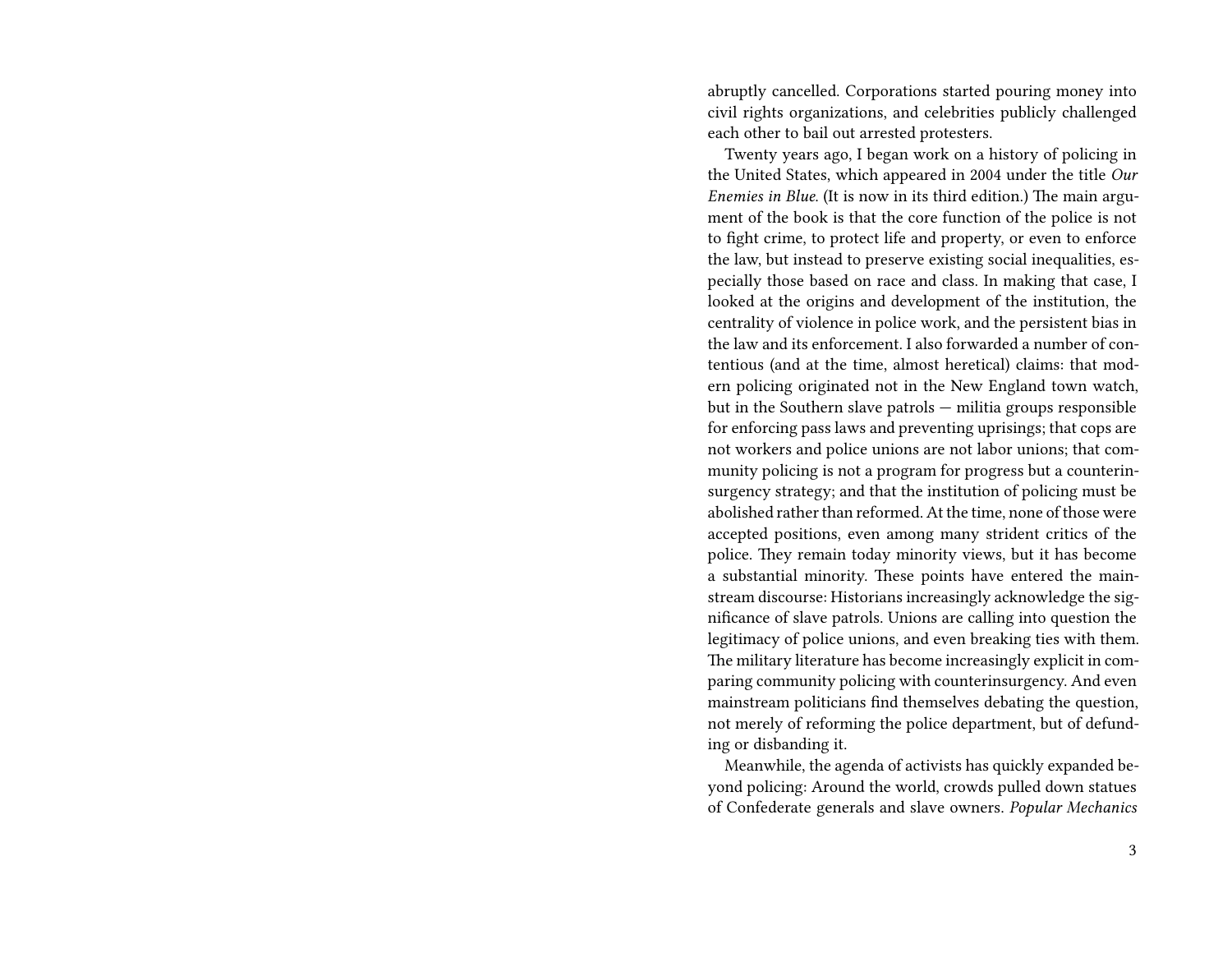abruptly cancelled. Corporations started pouring money into civil rights organizations, and celebrities publicly challenged each other to bail out arrested protesters.

Twenty years ago, I began work on a history of policing in the United States, which appeared in 2004 under the title *Our Enemies in Blue*. (It is now in its third edition.) The main argument of the book is that the core function of the police is not to fight crime, to protect life and property, or even to enforce the law, but instead to preserve existing social inequalities, especially those based on race and class. In making that case, I looked at the origins and development of the institution, the centrality of violence in police work, and the persistent bias in the law and its enforcement. I also forwarded a number of contentious (and at the time, almost heretical) claims: that modern policing originated not in the New England town watch, but in the Southern slave patrols — militia groups responsible for enforcing pass laws and preventing uprisings; that cops are not workers and police unions are not labor unions; that community policing is not a program for progress but a counterinsurgency strategy; and that the institution of policing must be abolished rather than reformed. At the time, none of those were accepted positions, even among many strident critics of the police. They remain today minority views, but it has become a substantial minority. These points have entered the mainstream discourse: Historians increasingly acknowledge the significance of slave patrols. Unions are calling into question the legitimacy of police unions, and even breaking ties with them. The military literature has become increasingly explicit in comparing community policing with counterinsurgency. And even mainstream politicians find themselves debating the question, not merely of reforming the police department, but of defunding or disbanding it.

Meanwhile, the agenda of activists has quickly expanded beyond policing: Around the world, crowds pulled down statues of Confederate generals and slave owners. *Popular Mechanics*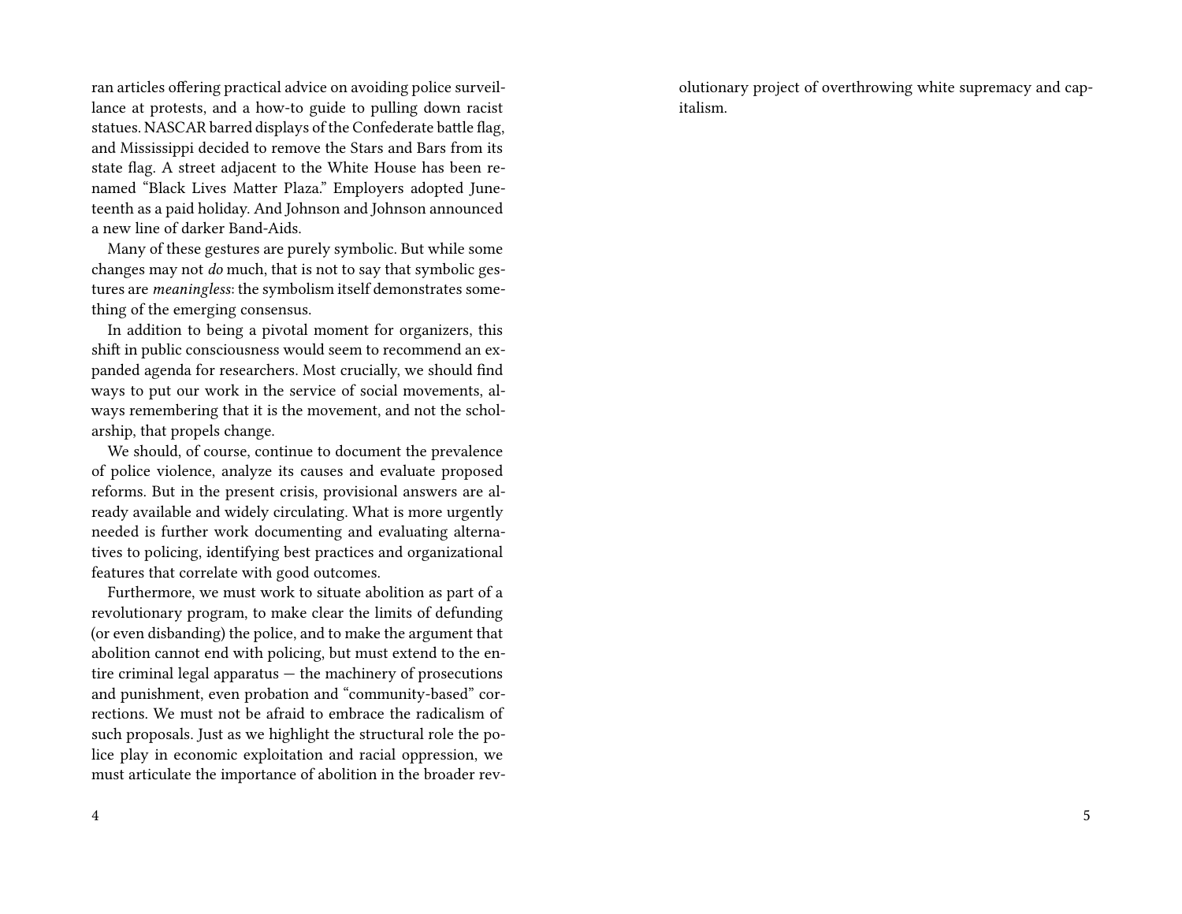ran articles offering practical advice on avoiding police surveillance at protests, and a how-to guide to pulling down racist statues. NASCAR barred displays of the Confederate battle flag, and Mississippi decided to remove the Stars and Bars from its state flag. A street adjacent to the White House has been renamed "Black Lives Matter Plaza." Employers adopted Juneteenth as a paid holiday. And Johnson and Johnson announced a new line of darker Band-Aids.

Many of these gestures are purely symbolic. But while some changes may not *do* much, that is not to say that symbolic gestures are *meaningless*: the symbolism itself demonstrates something of the emerging consensus.

In addition to being a pivotal moment for organizers, this shift in public consciousness would seem to recommend an expanded agenda for researchers. Most crucially, we should find ways to put our work in the service of social movements, always remembering that it is the movement, and not the scholarship, that propels change.

We should, of course, continue to document the prevalence of police violence, analyze its causes and evaluate proposed reforms. But in the present crisis, provisional answers are already available and widely circulating. What is more urgently needed is further work documenting and evaluating alternatives to policing, identifying best practices and organizational features that correlate with good outcomes.

Furthermore, we must work to situate abolition as part of a revolutionary program, to make clear the limits of defunding (or even disbanding) the police, and to make the argument that abolition cannot end with policing, but must extend to the entire criminal legal apparatus — the machinery of prosecutions and punishment, even probation and "community-based" corrections. We must not be afraid to embrace the radicalism of such proposals. Just as we highlight the structural role the police play in economic exploitation and racial oppression, we must articulate the importance of abolition in the broader revolutionary project of overthrowing white supremacy and capitalism.